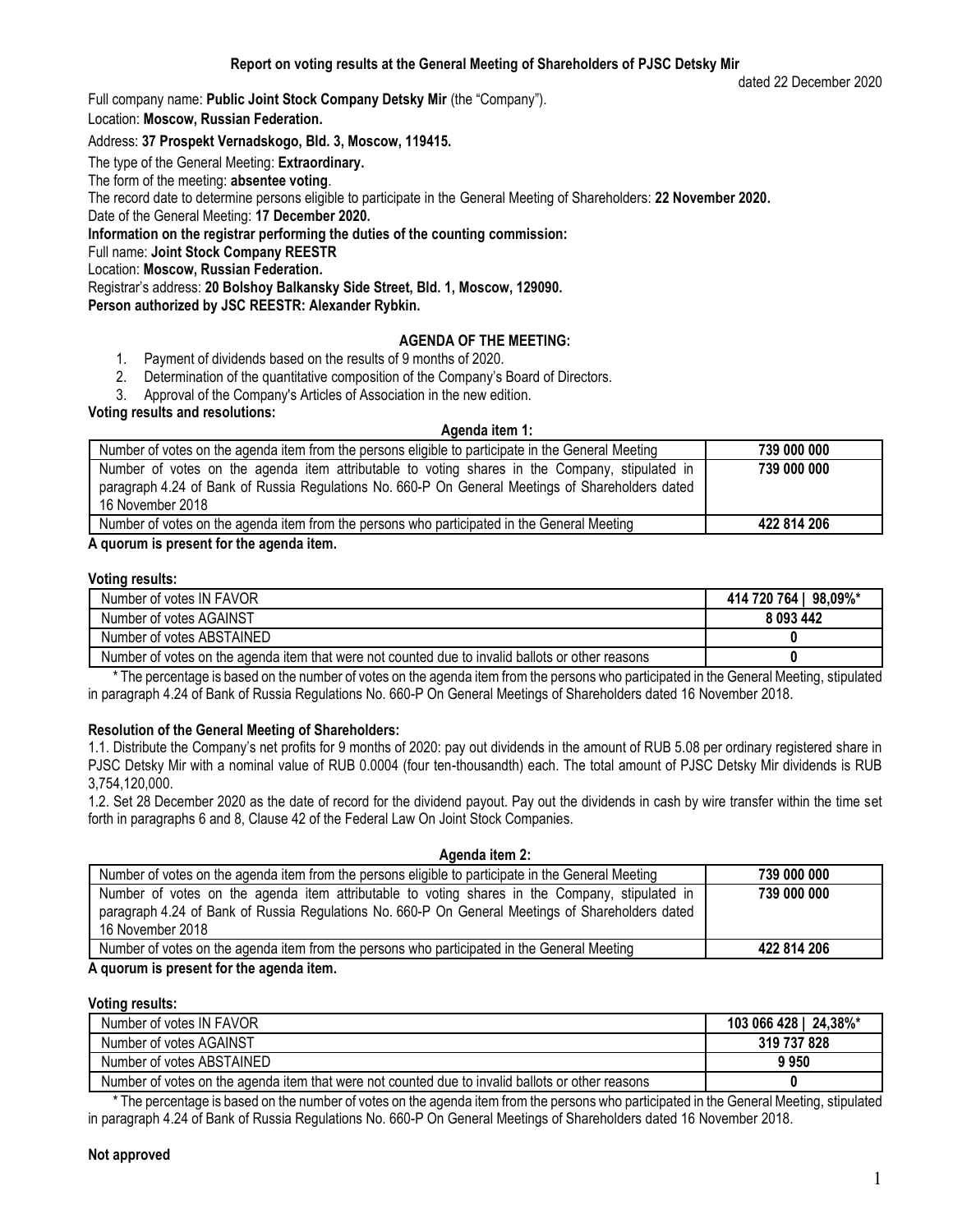# Report on voting results at the General Meeting of Shareholders of PJSC Detsky Mir

dated 22 December 2020

Full company name: **Public Joint Stock Company Detsky Mir** (the "Company").

Location: **Moscow, Russian Federation.**

Address: **37 Prospekt Vernadskogo, Bld. 3, Moscow, 119415.**

The type of the General Meeting: **Extraordinary.**

The form of the meeting: **absentee voting**.

The record date to determine persons eligible to participate in the General Meeting of Shareholders: **22 November 2020.**

Date of the General Meeting: **17 December 2020.**

**Information on the registrar performing the duties of the counting commission:**

Full name: **Joint Stock Company REESTR**

Location: **Moscow, Russian Federation.**

Registrar's address: **20 Bolshoy Balkansky Side Street, Bld. 1, Moscow, 129090.**

**Person authorized by JSC REESTR: Alexander Rybkin.**

## AGENDA OF THE MEETING:

1. Payment of dividends based on the results of 9 months of 2020.
2. Determination of the quantitative composition of the Company's Board of Directors.
3. Approval of the Company's Articles of Association in the new edition.

**Voting results and resolutions:**

### Agenda item 1:

| | |
|---|---|
| Number of votes on the agenda item from the persons eligible to participate in the General Meeting | **739 000 000** |
| Number of votes on the agenda item attributable to voting shares in the Company, stipulated in paragraph 4.24 of Bank of Russia Regulations No. 660-P On General Meetings of Shareholders dated 16 November 2018 | **739 000 000** |
| Number of votes on the agenda item from the persons who participated in the General Meeting | **422 814 206** |

**A quorum is present for the agenda item.**

**Voting results:**

| | |
|---|---|
| Number of votes IN FAVOR | **414 720 764 \| 98,09%*** |
| Number of votes AGAINST | **8 093 442** |
| Number of votes ABSTAINED | **0** |
| Number of votes on the agenda item that were not counted due to invalid ballots or other reasons | **0** |

\* The percentage is based on the number of votes on the agenda item from the persons who participated in the General Meeting, stipulated in paragraph 4.24 of Bank of Russia Regulations No. 660-P On General Meetings of Shareholders dated 16 November 2018.

**Resolution of the General Meeting of Shareholders:**

1.1. Distribute the Company's net profits for 9 months of 2020: pay out dividends in the amount of RUB 5.08 per ordinary registered share in PJSC Detsky Mir with a nominal value of RUB 0.0004 (four ten-thousandth) each. The total amount of PJSC Detsky Mir dividends is RUB 3,754,120,000.

1.2. Set 28 December 2020 as the date of record for the dividend payout. Pay out the dividends in cash by wire transfer within the time set forth in paragraphs 6 and 8, Clause 42 of the Federal Law On Joint Stock Companies.

### Agenda item 2:

| | |
|---|---|
| Number of votes on the agenda item from the persons eligible to participate in the General Meeting | **739 000 000** |
| Number of votes on the agenda item attributable to voting shares in the Company, stipulated in paragraph 4.24 of Bank of Russia Regulations No. 660-P On General Meetings of Shareholders dated 16 November 2018 | **739 000 000** |
| Number of votes on the agenda item from the persons who participated in the General Meeting | **422 814 206** |

**A quorum is present for the agenda item.**

**Voting results:**

| | |
|---|---|
| Number of votes IN FAVOR | **103 066 428 \| 24,38%*** |
| Number of votes AGAINST | **319 737 828** |
| Number of votes ABSTAINED | **9 950** |
| Number of votes on the agenda item that were not counted due to invalid ballots or other reasons | **0** |

\* The percentage is based on the number of votes on the agenda item from the persons who participated in the General Meeting, stipulated in paragraph 4.24 of Bank of Russia Regulations No. 660-P On General Meetings of Shareholders dated 16 November 2018.

**Not approved**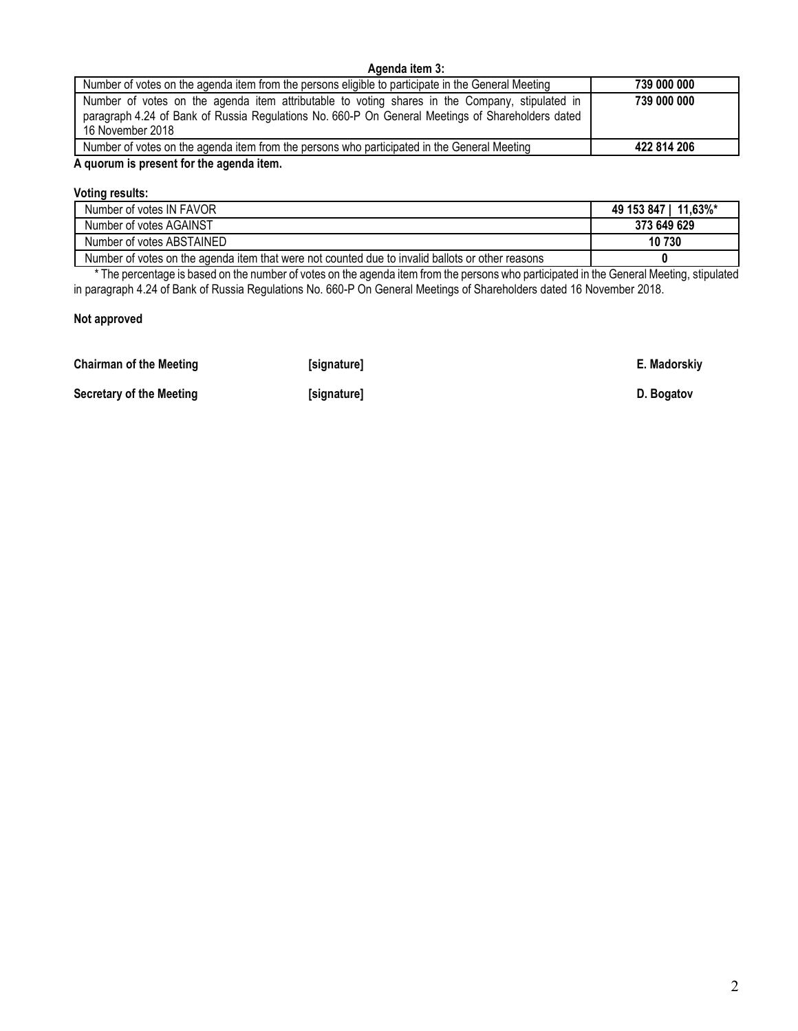**Agenda item 3:**

| | |
|---|---|
| Number of votes on the agenda item from the persons eligible to participate in the General Meeting | **739 000 000** |
| Number of votes on the agenda item attributable to voting shares in the Company, stipulated in paragraph 4.24 of Bank of Russia Regulations No. 660-P On General Meetings of Shareholders dated 16 November 2018 | **739 000 000** |
| Number of votes on the agenda item from the persons who participated in the General Meeting | **422 814 206** |

**A quorum is present for the agenda item.**

**Voting results:**

| | |
|---|---|
| Number of votes IN FAVOR | **49 153 847 \| 11,63%*** |
| Number of votes AGAINST | **373 649 629** |
| Number of votes ABSTAINED | **10 730** |
| Number of votes on the agenda item that were not counted due to invalid ballots or other reasons | **0** |

* The percentage is based on the number of votes on the agenda item from the persons who participated in the General Meeting, stipulated in paragraph 4.24 of Bank of Russia Regulations No. 660-P On General Meetings of Shareholders dated 16 November 2018.

**Not approved**

**Chairman of the Meeting** **[signature]** **E. Madorskiy**

**Secretary of the Meeting** **[signature]** **D. Bogatov**